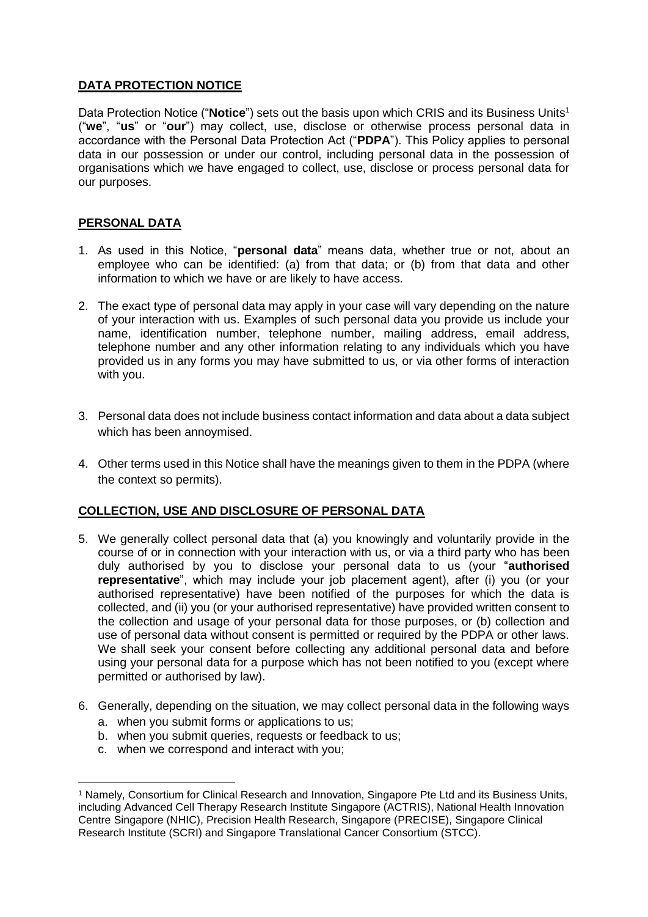## DATA PROTECTION NOTICE

Data Protection Notice ("**Notice**") sets out the basis upon which CRIS and its Business Units[1] ("**we**", "**us**" or "**our**") may collect, use, disclose or otherwise process personal data in accordance with the Personal Data Protection Act ("**PDPA**"). This Policy applies to personal data in our possession or under our control, including personal data in the possession of organisations which we have engaged to collect, use, disclose or process personal data for our purposes.

## PERSONAL DATA

1. As used in this Notice, "**personal data**" means data, whether true or not, about an employee who can be identified: (a) from that data; or (b) from that data and other information to which we have or are likely to have access.

2. The exact type of personal data may apply in your case will vary depending on the nature of your interaction with us. Examples of such personal data you provide us include your name, identification number, telephone number, mailing address, email address, telephone number and any other information relating to any individuals which you have provided us in any forms you may have submitted to us, or via other forms of interaction with you.

3. Personal data does not include business contact information and data about a data subject which has been annoymised.

4. Other terms used in this Notice shall have the meanings given to them in the PDPA (where the context so permits).

## COLLECTION, USE AND DISCLOSURE OF PERSONAL DATA

5. We generally collect personal data that (a) you knowingly and voluntarily provide in the course of or in connection with your interaction with us, or via a third party who has been duly authorised by you to disclose your personal data to us (your "**authorised representative**", which may include your job placement agent), after (i) you (or your authorised representative) have been notified of the purposes for which the data is collected, and (ii) you (or your authorised representative) have provided written consent to the collection and usage of your personal data for those purposes, or (b) collection and use of personal data without consent is permitted or required by the PDPA or other laws. We shall seek your consent before collecting any additional personal data and before using your personal data for a purpose which has not been notified to you (except where permitted or authorised by law).

6. Generally, depending on the situation, we may collect personal data in the following ways
   a. when you submit forms or applications to us;
   b. when you submit queries, requests or feedback to us;
   c. when we correspond and interact with you;

[1] Namely, Consortium for Clinical Research and Innovation, Singapore Pte Ltd and its Business Units, including Advanced Cell Therapy Research Institute Singapore (ACTRIS), National Health Innovation Centre Singapore (NHIC), Precision Health Research, Singapore (PRECISE), Singapore Clinical Research Institute (SCRI) and Singapore Translational Cancer Consortium (STCC).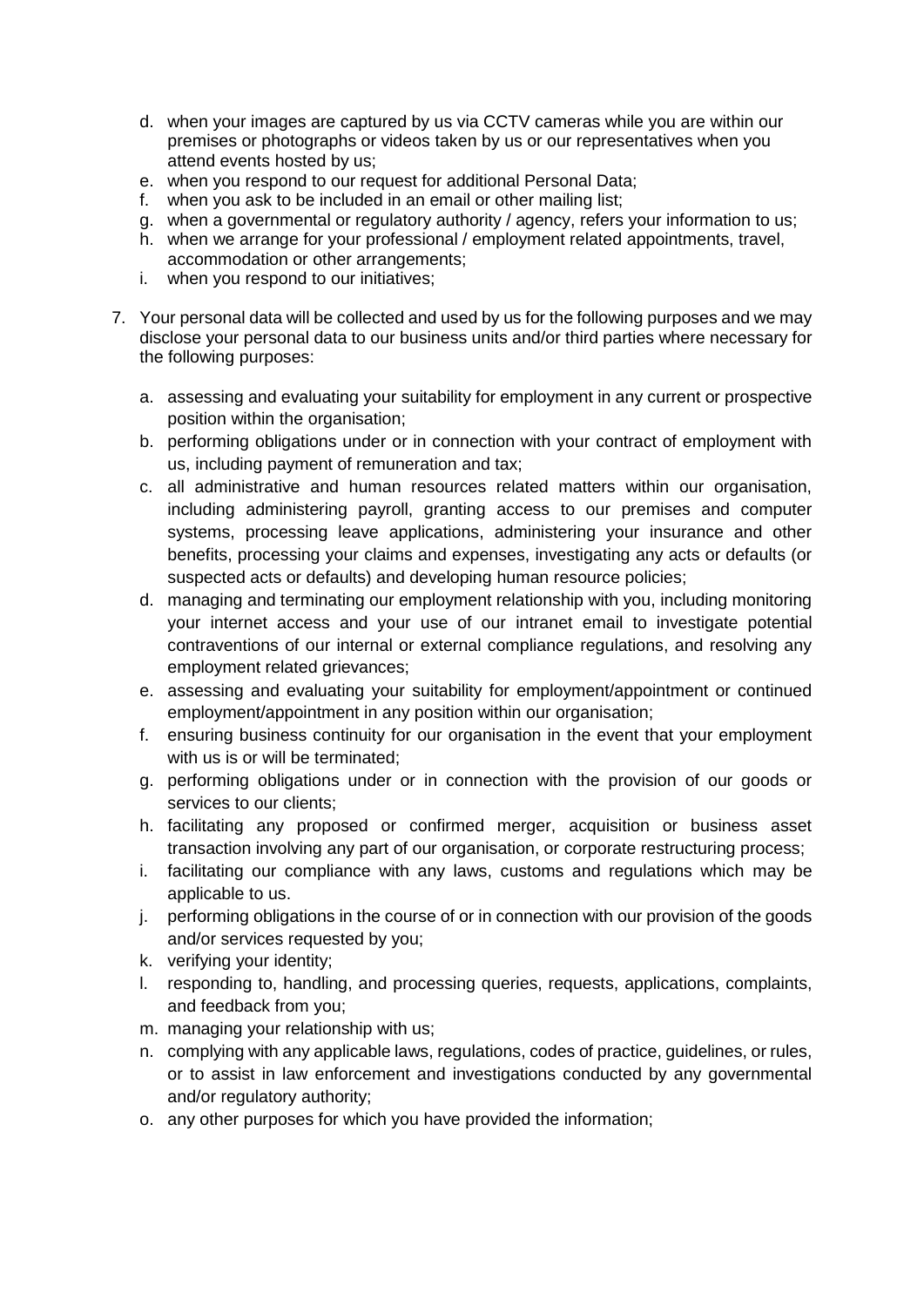d. when your images are captured by us via CCTV cameras while you are within our premises or photographs or videos taken by us or our representatives when you attend events hosted by us;
e. when you respond to our request for additional Personal Data;
f. when you ask to be included in an email or other mailing list;
g. when a governmental or regulatory authority / agency, refers your information to us;
h. when we arrange for your professional / employment related appointments, travel, accommodation or other arrangements;
i. when you respond to our initiatives;

7. Your personal data will be collected and used by us for the following purposes and we may disclose your personal data to our business units and/or third parties where necessary for the following purposes:

    a. assessing and evaluating your suitability for employment in any current or prospective position within the organisation;
    b. performing obligations under or in connection with your contract of employment with us, including payment of remuneration and tax;
    c. all administrative and human resources related matters within our organisation, including administering payroll, granting access to our premises and computer systems, processing leave applications, administering your insurance and other benefits, processing your claims and expenses, investigating any acts or defaults (or suspected acts or defaults) and developing human resource policies;
    d. managing and terminating our employment relationship with you, including monitoring your internet access and your use of our intranet email to investigate potential contraventions of our internal or external compliance regulations, and resolving any employment related grievances;
    e. assessing and evaluating your suitability for employment/appointment or continued employment/appointment in any position within our organisation;
    f. ensuring business continuity for our organisation in the event that your employment with us is or will be terminated;
    g. performing obligations under or in connection with the provision of our goods or services to our clients;
    h. facilitating any proposed or confirmed merger, acquisition or business asset transaction involving any part of our organisation, or corporate restructuring process;
    i. facilitating our compliance with any laws, customs and regulations which may be applicable to us.
    j. performing obligations in the course of or in connection with our provision of the goods and/or services requested by you;
    k. verifying your identity;
    l. responding to, handling, and processing queries, requests, applications, complaints, and feedback from you;
    m. managing your relationship with us;
    n. complying with any applicable laws, regulations, codes of practice, guidelines, or rules, or to assist in law enforcement and investigations conducted by any governmental and/or regulatory authority;
    o. any other purposes for which you have provided the information;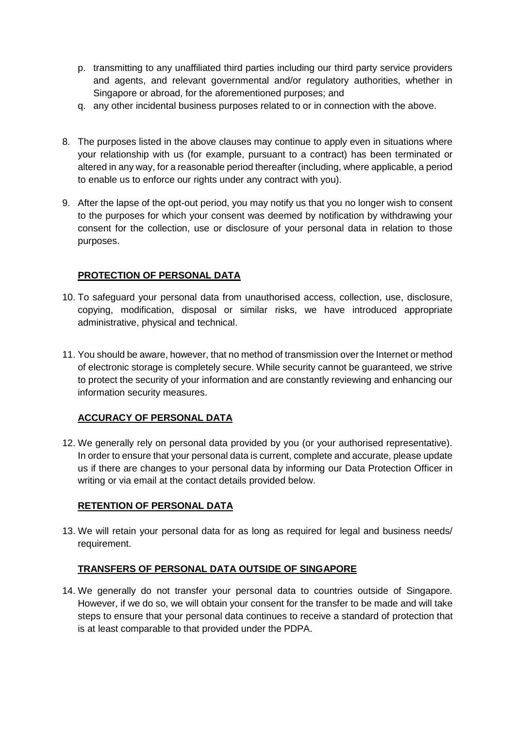p. transmitting to any unaffiliated third parties including our third party service providers and agents, and relevant governmental and/or regulatory authorities, whether in Singapore or abroad, for the aforementioned purposes; and

q. any other incidental business purposes related to or in connection with the above.

8. The purposes listed in the above clauses may continue to apply even in situations where your relationship with us (for example, pursuant to a contract) has been terminated or altered in any way, for a reasonable period thereafter (including, where applicable, a period to enable us to enforce our rights under any contract with you).

9. After the lapse of the opt-out period, you may notify us that you no longer wish to consent to the purposes for which your consent was deemed by notification by withdrawing your consent for the collection, use or disclosure of your personal data in relation to those purposes.

## PROTECTION OF PERSONAL DATA

10. To safeguard your personal data from unauthorised access, collection, use, disclosure, copying, modification, disposal or similar risks, we have introduced appropriate administrative, physical and technical.

11. You should be aware, however, that no method of transmission over the Internet or method of electronic storage is completely secure. While security cannot be guaranteed, we strive to protect the security of your information and are constantly reviewing and enhancing our information security measures.

## ACCURACY OF PERSONAL DATA

12. We generally rely on personal data provided by you (or your authorised representative). In order to ensure that your personal data is current, complete and accurate, please update us if there are changes to your personal data by informing our Data Protection Officer in writing or via email at the contact details provided below.

## RETENTION OF PERSONAL DATA

13. We will retain your personal data for as long as required for legal and business needs/ requirement.

## TRANSFERS OF PERSONAL DATA OUTSIDE OF SINGAPORE

14. We generally do not transfer your personal data to countries outside of Singapore. However, if we do so, we will obtain your consent for the transfer to be made and will take steps to ensure that your personal data continues to receive a standard of protection that is at least comparable to that provided under the PDPA.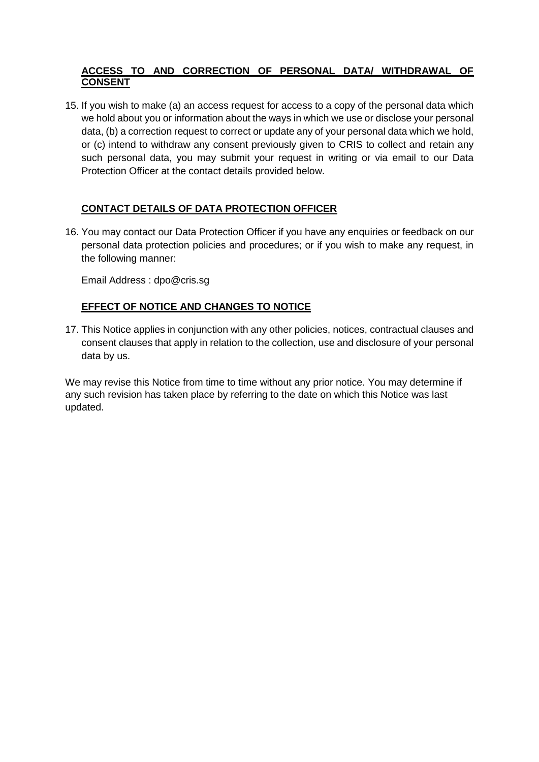## ACCESS TO AND CORRECTION OF PERSONAL DATA/ WITHDRAWAL OF CONSENT

15. If you wish to make (a) an access request for access to a copy of the personal data which we hold about you or information about the ways in which we use or disclose your personal data, (b) a correction request to correct or update any of your personal data which we hold, or (c) intend to withdraw any consent previously given to CRIS to collect and retain any such personal data, you may submit your request in writing or via email to our Data Protection Officer at the contact details provided below.

## CONTACT DETAILS OF DATA PROTECTION OFFICER

16. You may contact our Data Protection Officer if you have any enquiries or feedback on our personal data protection policies and procedures; or if you wish to make any request, in the following manner:

    Email Address : dpo@cris.sg

## EFFECT OF NOTICE AND CHANGES TO NOTICE

17. This Notice applies in conjunction with any other policies, notices, contractual clauses and consent clauses that apply in relation to the collection, use and disclosure of your personal data by us.

We may revise this Notice from time to time without any prior notice. You may determine if any such revision has taken place by referring to the date on which this Notice was last updated.